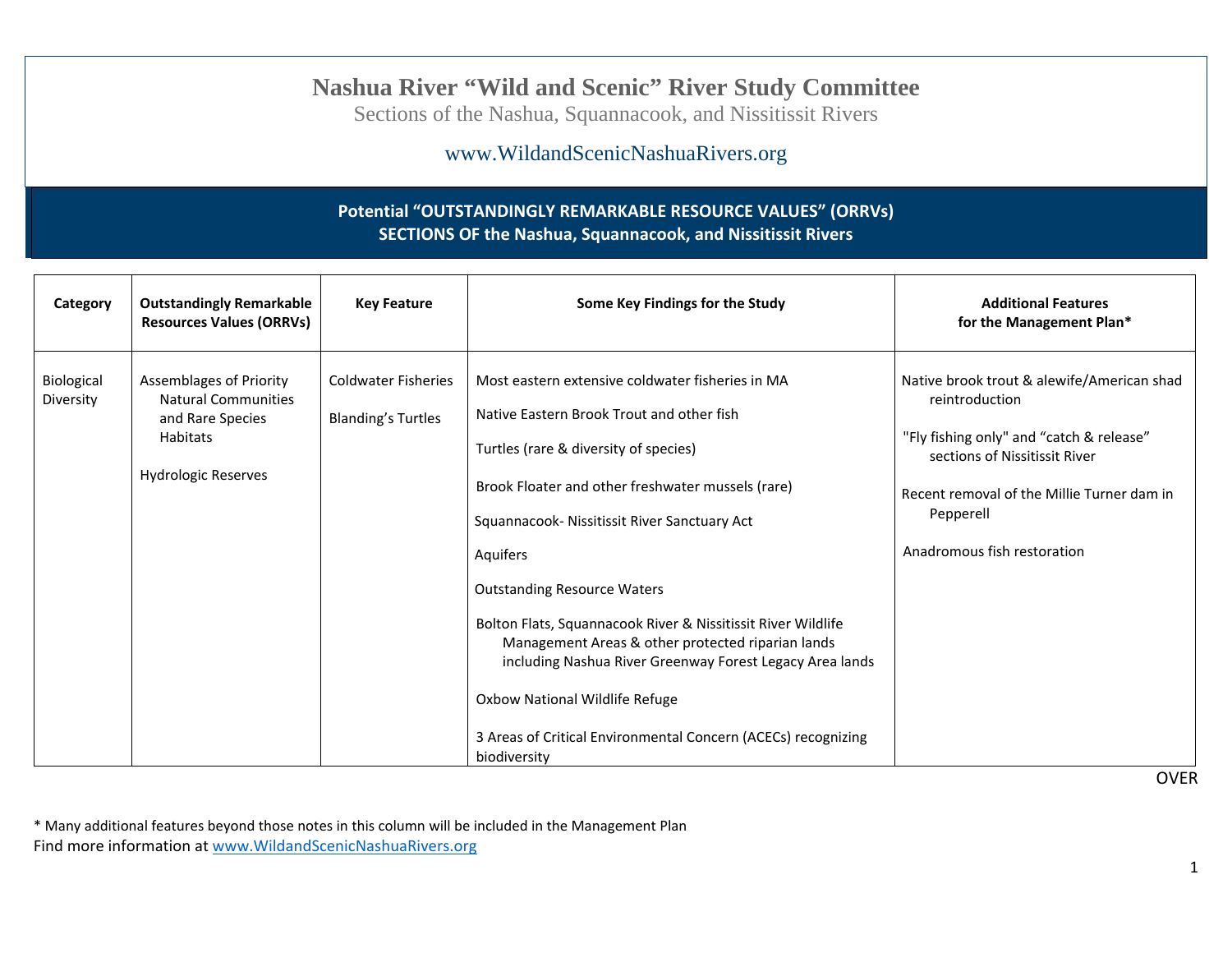# Nashua River "Wild and Scenic" River Study Committee

Sections of the Nashua, Squannacook, and Nissitissit Rivers

www.WildandScenicNashuaRivers.org

## Potential "OUTSTANDINGLY REMARKABLE RESOURCE VALUES" (ORRVs)
## SECTIONS OF the Nashua, Squannacook, and Nissitissit Rivers

| Category | Outstandingly Remarkable Resources Values (ORRVs) | Key Feature | Some Key Findings for the Study | Additional Features for the Management Plan* |
|---|---|---|---|---|
| Biological Diversity | Assemblages of Priority Natural Communities and Rare Species Habitats<br><br>Hydrologic Reserves | Coldwater Fisheries<br><br>Blanding's Turtles | Most eastern extensive coldwater fisheries in MA<br><br>Native Eastern Brook Trout and other fish<br><br>Turtles (rare & diversity of species)<br><br>Brook Floater and other freshwater mussels (rare)<br><br>Squannacook- Nissitissit River Sanctuary Act<br><br>Aquifers<br><br>Outstanding Resource Waters<br><br>Bolton Flats, Squannacook River & Nissitissit River Wildlife Management Areas & other protected riparian lands including Nashua River Greenway Forest Legacy Area lands<br><br>Oxbow National Wildlife Refuge<br><br>3 Areas of Critical Environmental Concern (ACECs) recognizing biodiversity | Native brook trout & alewife/American shad reintroduction<br><br>"Fly fishing only" and "catch & release" sections of Nissitissit River<br><br>Recent removal of the Millie Turner dam in Pepperell<br><br>Anadromous fish restoration |

OVER

* Many additional features beyond those notes in this column will be included in the Management Plan

Find more information at www.WildandScenicNashuaRivers.org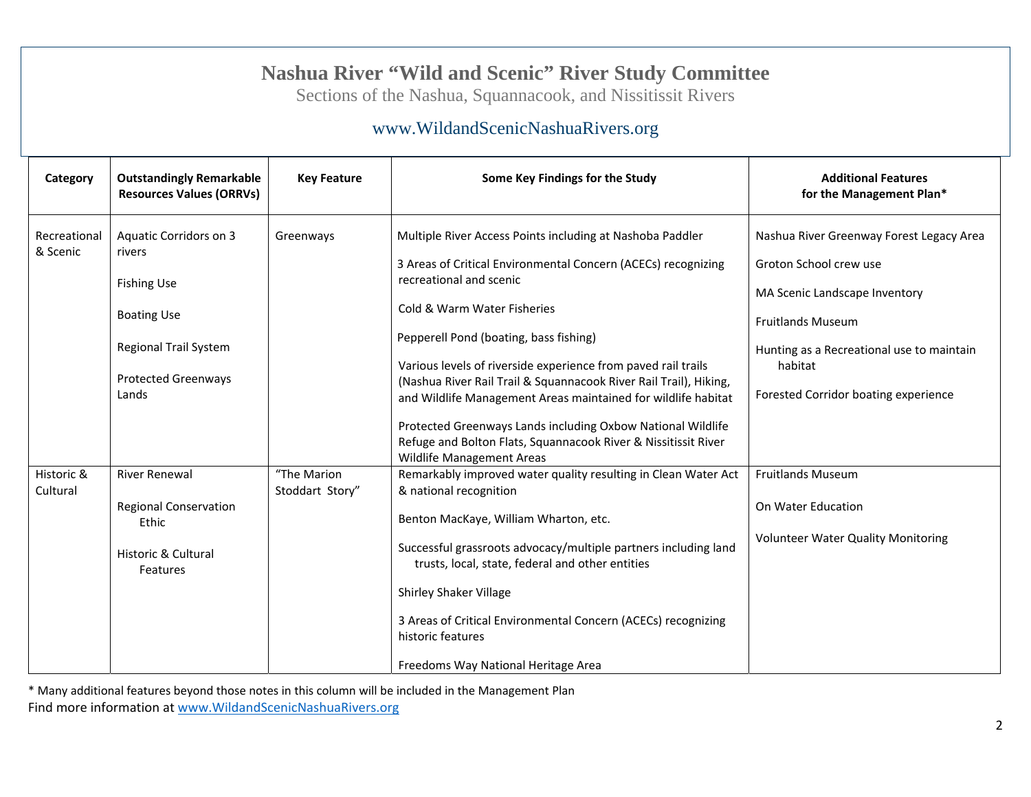# Nashua River "Wild and Scenic" River Study Committee

Sections of the Nashua, Squannacook, and Nissitissit Rivers

www.WildandScenicNashuaRivers.org

| Category | Outstandingly Remarkable Resources Values (ORRVs) | Key Feature | Some Key Findings for the Study | Additional Features for the Management Plan* |
|---|---|---|---|---|
| Recreational & Scenic | Aquatic Corridors on 3 rivers<br><br>Fishing Use<br><br>Boating Use<br><br>Regional Trail System<br><br>Protected Greenways Lands | Greenways | Multiple River Access Points including at Nashoba Paddler<br><br>3 Areas of Critical Environmental Concern (ACECs) recognizing recreational and scenic<br><br>Cold & Warm Water Fisheries<br><br>Pepperell Pond (boating, bass fishing)<br><br>Various levels of riverside experience from paved rail trails (Nashua River Rail Trail & Squannacook River Rail Trail), Hiking, and Wildlife Management Areas maintained for wildlife habitat<br><br>Protected Greenways Lands including Oxbow National Wildlife Refuge and Bolton Flats, Squannacook River & Nissitissit River Wildlife Management Areas | Nashua River Greenway Forest Legacy Area<br><br>Groton School crew use<br><br>MA Scenic Landscape Inventory<br><br>Fruitlands Museum<br><br>Hunting as a Recreational use to maintain habitat<br><br>Forested Corridor boating experience |
| Historic & Cultural | River Renewal<br><br>Regional Conservation Ethic<br><br>Historic & Cultural Features | "The Marion Stoddart Story" | Remarkably improved water quality resulting in Clean Water Act & national recognition<br><br>Benton MacKaye, William Wharton, etc.<br><br>Successful grassroots advocacy/multiple partners including land trusts, local, state, federal and other entities<br><br>Shirley Shaker Village<br><br>3 Areas of Critical Environmental Concern (ACECs) recognizing historic features<br><br>Freedoms Way National Heritage Area | Fruitlands Museum<br><br>On Water Education<br><br>Volunteer Water Quality Monitoring |

\* Many additional features beyond those notes in this column will be included in the Management Plan

Find more information at www.WildandScenicNashuaRivers.org